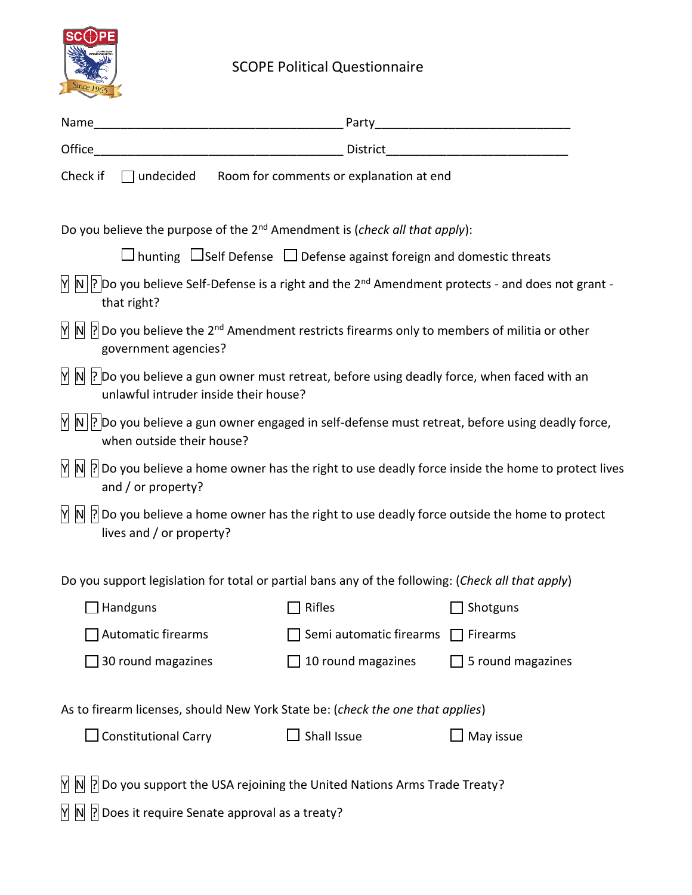# SCOPE Political Questionnaire

Name____________________________________ Party____________________________

Office____________________________________ District__________________________

Check if ☐ undecided   Room for comments or explanation at end

Do you believe the purpose of the 2nd Amendment is (*check all that apply*):

☐ hunting ☐ Self Defense ☐ Defense against foreign and domestic threats

☐Y ☐N ☐? Do you believe Self-Defense is a right and the 2nd Amendment protects - and does not grant - that right?

☐Y ☐N ☐? Do you believe the 2nd Amendment restricts firearms only to members of militia or other government agencies?

☐Y ☐N ☐? Do you believe a gun owner must retreat, before using deadly force, when faced with an unlawful intruder inside their house?

☐Y ☐N ☐? Do you believe a gun owner engaged in self-defense must retreat, before using deadly force, when outside their house?

☐Y ☐N ☐? Do you believe a home owner has the right to use deadly force inside the home to protect lives and / or property?

☐Y ☐N ☐? Do you believe a home owner has the right to use deadly force outside the home to protect lives and / or property?

Do you support legislation for total or partial bans any of the following: (*Check all that apply*)

☐ Handguns ☐ Rifles ☐ Shotguns

☐ Automatic firearms ☐ Semi automatic firearms ☐ Firearms

☐ 30 round magazines ☐ 10 round magazines ☐ 5 round magazines

As to firearm licenses, should New York State be: (*check the one that applies*)

☐ Constitutional Carry ☐ Shall Issue ☐ May issue

☐Y ☐N ☐? Do you support the USA rejoining the United Nations Arms Trade Treaty?

☐Y ☐N ☐? Does it require Senate approval as a treaty?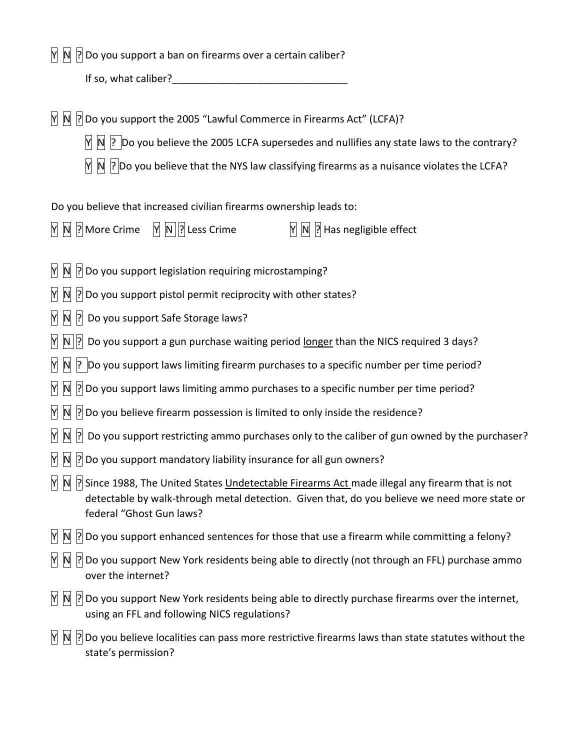Y N ? Do you support a ban on firearms over a certain caliber?

If so, what caliber?_______________________________

Y N ? Do you support the 2005 "Lawful Commerce in Firearms Act" (LCFA)?

- Y N ? Do you believe the 2005 LCFA supersedes and nullifies any state laws to the contrary?
- Y N ? Do you believe that the NYS law classifying firearms as a nuisance violates the LCFA?

Do you believe that increased civilian firearms ownership leads to:

Y N ? More Crime   Y N ? Less Crime   Y N ? Has negligible effect

Y N ? Do you support legislation requiring microstamping?

Y N ? Do you support pistol permit reciprocity with other states?

Y N ? Do you support Safe Storage laws?

Y N ? Do you support a gun purchase waiting period <u>longer</u> than the NICS required 3 days?

Y N ? Do you support laws limiting firearm purchases to a specific number per time period?

Y N ? Do you support laws limiting ammo purchases to a specific number per time period?

Y N ? Do you believe firearm possession is limited to only inside the residence?

Y N ? Do you support restricting ammo purchases only to the caliber of gun owned by the purchaser?

Y N ? Do you support mandatory liability insurance for all gun owners?

Y N ? Since 1988, The United States <u>Undetectable Firearms Act</u> made illegal any firearm that is not detectable by walk-through metal detection. Given that, do you believe we need more state or federal "Ghost Gun laws?

Y N ? Do you support enhanced sentences for those that use a firearm while committing a felony?

Y N ? Do you support New York residents being able to directly (not through an FFL) purchase ammo over the internet?

Y N ? Do you support New York residents being able to directly purchase firearms over the internet, using an FFL and following NICS regulations?

Y N ? Do you believe localities can pass more restrictive firearms laws than state statutes without the state's permission?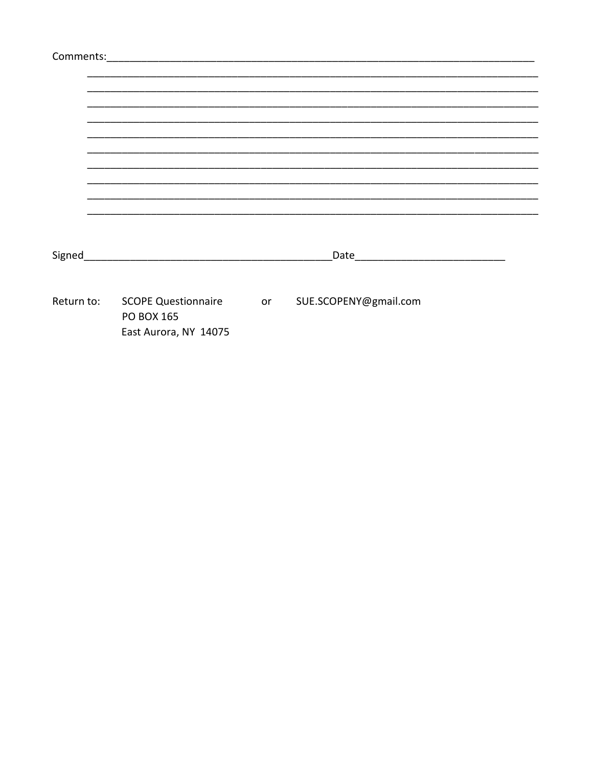Comments:_______________________________________________________________________________

_______________________________________________________________________________

_______________________________________________________________________________

_______________________________________________________________________________

_______________________________________________________________________________

_______________________________________________________________________________

_______________________________________________________________________________

_______________________________________________________________________________

_______________________________________________________________________________

_______________________________________________________________________________

_______________________________________________________________________________

Signed____________________________________________Date__________________________

Return to: SCOPE Questionnaire or SUE.SCOPENY@gmail.com
PO BOX 165
East Aurora, NY 14075